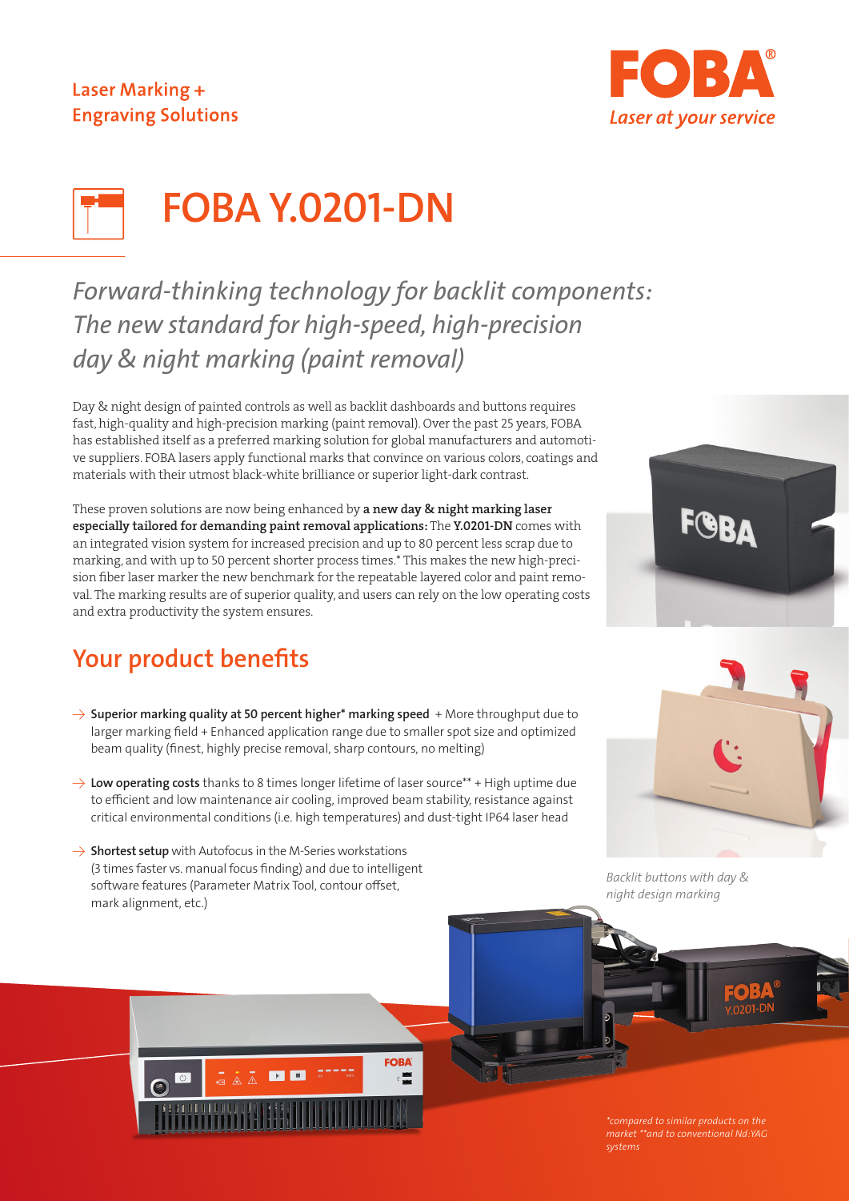Laser Marking + Engraving Solutions

FOBA® *Laser at your service*

# FOBA Y.0201-DN

*Forward-thinking technology for backlit components: The new standard for high-speed, high-precision day & night marking (paint removal)*

Day & night design of painted controls as well as backlit dashboards and buttons requires fast, high-quality and high-precision marking (paint removal). Over the past 25 years, FOBA has established itself as a preferred marking solution for global manufacturers and automotive suppliers. FOBA lasers apply functional marks that convince on various colors, coatings and materials with their utmost black-white brilliance or superior light-dark contrast.

These proven solutions are now being enhanced by **a new day & night marking laser especially tailored for demanding paint removal applications:** The **Y.0201-DN** comes with an integrated vision system for increased precision and up to 80 percent less scrap due to marking, and with up to 50 percent shorter process times.* This makes the new high-precision fiber laser marker the new benchmark for the repeatable layered color and paint removal. The marking results are of superior quality, and users can rely on the low operating costs and extra productivity the system ensures.

## Your product benefits

- → **Superior marking quality at 50 percent higher* marking speed** + More throughput due to larger marking field + Enhanced application range due to smaller spot size and optimized beam quality (finest, highly precise removal, sharp contours, no melting)
- → **Low operating costs** thanks to 8 times longer lifetime of laser source** + High uptime due to efficient and low maintenance air cooling, improved beam stability, resistance against critical environmental conditions (i.e. high temperatures) and dust-tight IP64 laser head
- → **Shortest setup** with Autofocus in the M-Series workstations (3 times faster vs. manual focus finding) and due to intelligent software features (Parameter Matrix Tool, contour offset, mark alignment, etc.)

*Backlit buttons with day & night design marking*

*\*compared to similar products on the market \*\*and to conventional Nd:YAG systems*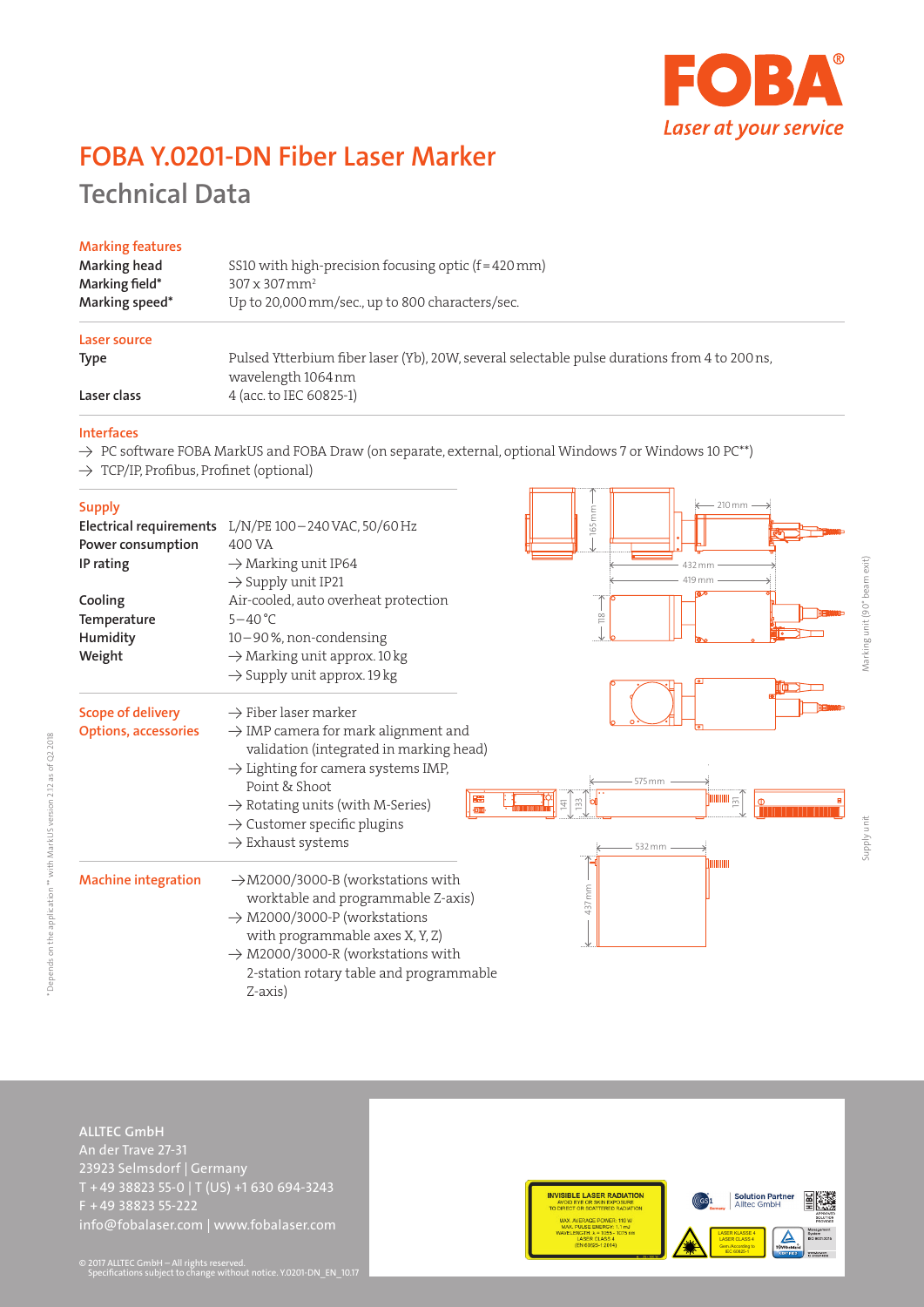# FOBA Y.0201-DN Fiber Laser Marker

## Technical Data

### Marking features

| | |
|---|---|
| **Marking head** | SS10 with high-precision focusing optic (f = 420 mm) |
| **Marking field*** | 307 x 307 mm² |
| **Marking speed*** | Up to 20,000 mm/sec., up to 800 characters/sec. |

### Laser source

| | |
|---|---|
| **Type** | Pulsed Ytterbium fiber laser (Yb), 20W, several selectable pulse durations from 4 to 200 ns, wavelength 1064 nm |
| **Laser class** | 4 (acc. to IEC 60825-1) |

### Interfaces

- → PC software FOBA MarkUS and FOBA Draw (on separate, external, optional Windows 7 or Windows 10 PC**)
- → TCP/IP, Profibus, Profinet (optional)

### Supply

| | |
|---|---|
| **Electrical requirements** | L/N/PE 100 – 240 VAC, 50/60 Hz |
| **Power consumption** | 400 VA |
| **IP rating** | → Marking unit IP64<br>→ Supply unit IP21 |
| **Cooling** | Air-cooled, auto overheat protection |
| **Temperature** | 5 – 40 °C |
| **Humidity** | 10 – 90 %, non-condensing |
| **Weight** | → Marking unit approx. 10 kg<br>→ Supply unit approx. 19 kg |

### Scope of delivery

- → Fiber laser marker

### Options, accessories

- → IMP camera for mark alignment and validation (integrated in marking head)
- → Lighting for camera systems IMP, Point & Shoot
- → Rotating units (with M-Series)
- → Customer specific plugins
- → Exhaust systems

### Machine integration

- → M2000/3000-B (workstations with worktable and programmable Z-axis)
- → M2000/3000-P (workstations with programmable axes X, Y, Z)
- → M2000/3000-R (workstations with 2-station rotary table and programmable Z-axis)

Marking unit (90° beam exit)

210 mm
165 mm
432 mm
419 mm
118

Supply unit

575 mm
141
133
131
532 mm
437 mm

\* Depends on the application ** with MarkUS version 2.12 as of Q2 2018

ALLTEC GmbH
An der Trave 27-31
23923 Selmsdorf | Germany
T +49 38823 55-0 | T (US) +1 630 694-3243
F +49 38823 55-222
info@fobalaser.com | www.fobalaser.com

© 2017 ALLTEC GmbH – All rights reserved.
Specifications subject to change without notice. Y.0201-DN_EN_10.17